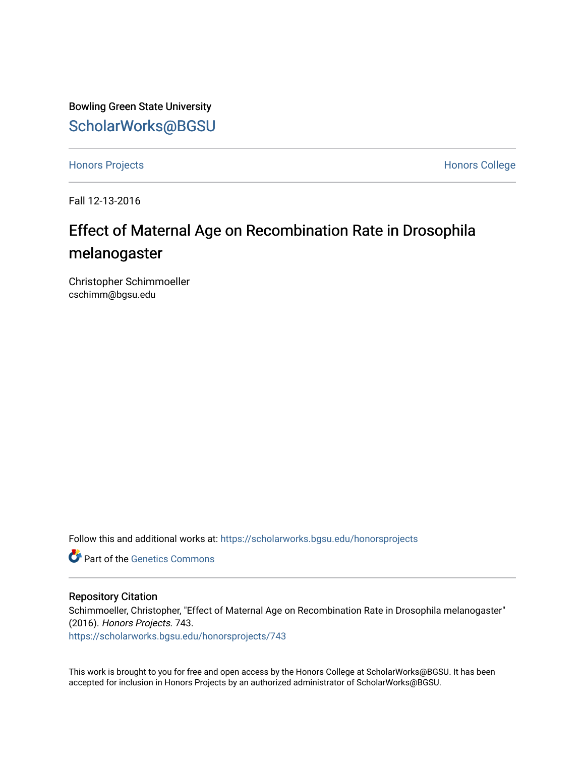Bowling Green State University

## ScholarWorks@BGSU

Honors Projects

Honors College

Fall 12-13-2016

# Effect of Maternal Age on Recombination Rate in Drosophila melanogaster

Christopher Schimmoeller
cschimm@bgsu.edu

Follow this and additional works at: https://scholarworks.bgsu.edu/honorsprojects

Part of the Genetics Commons

### Repository Citation

Schimmoeller, Christopher, "Effect of Maternal Age on Recombination Rate in Drosophila melanogaster" (2016). *Honors Projects*. 743.
https://scholarworks.bgsu.edu/honorsprojects/743

This work is brought to you for free and open access by the Honors College at ScholarWorks@BGSU. It has been accepted for inclusion in Honors Projects by an authorized administrator of ScholarWorks@BGSU.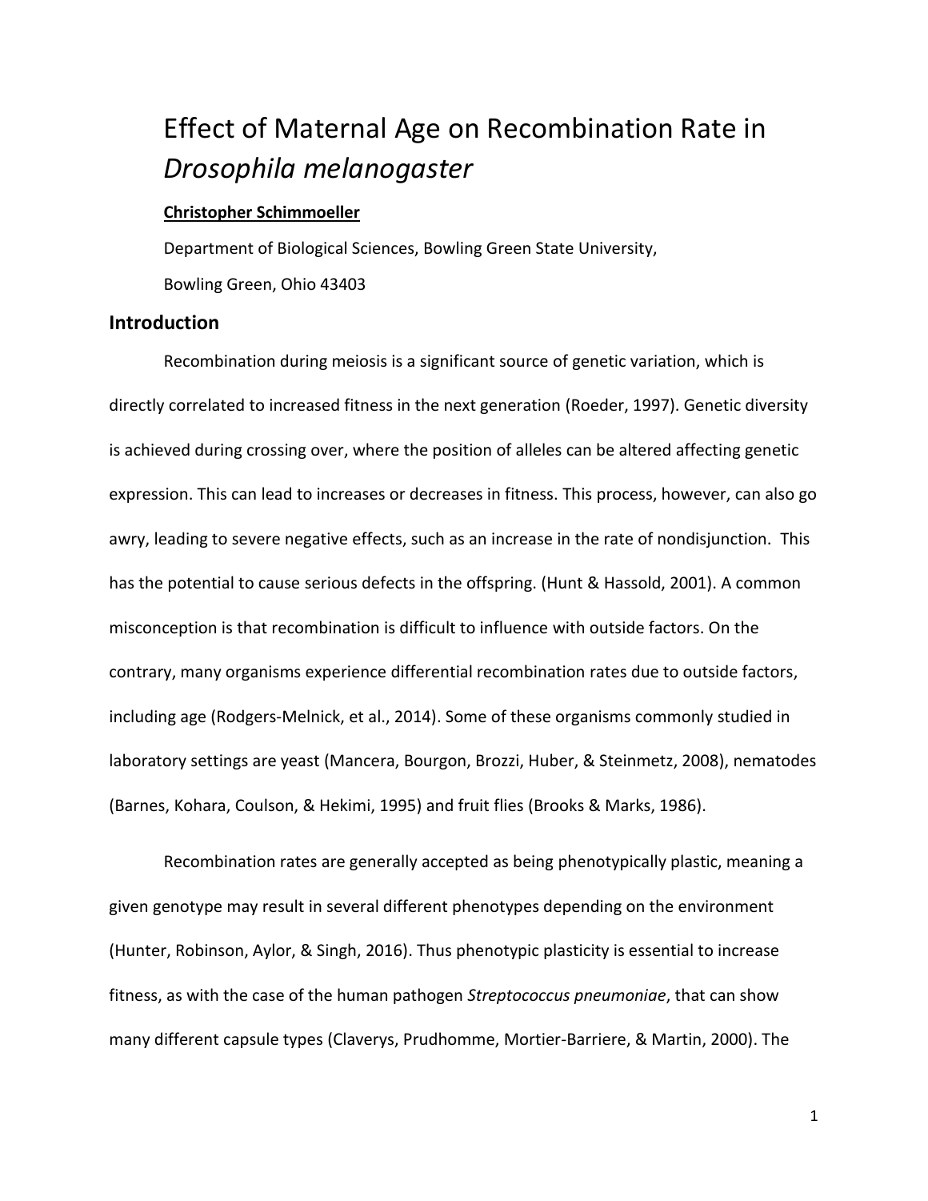# Effect of Maternal Age on Recombination Rate in *Drosophila melanogaster*

**Christopher Schimmoeller**

Department of Biological Sciences, Bowling Green State University,

Bowling Green, Ohio 43403

## Introduction

Recombination during meiosis is a significant source of genetic variation, which is directly correlated to increased fitness in the next generation (Roeder, 1997). Genetic diversity is achieved during crossing over, where the position of alleles can be altered affecting genetic expression. This can lead to increases or decreases in fitness. This process, however, can also go awry, leading to severe negative effects, such as an increase in the rate of nondisjunction. This has the potential to cause serious defects in the offspring. (Hunt & Hassold, 2001). A common misconception is that recombination is difficult to influence with outside factors. On the contrary, many organisms experience differential recombination rates due to outside factors, including age (Rodgers-Melnick, et al., 2014). Some of these organisms commonly studied in laboratory settings are yeast (Mancera, Bourgon, Brozzi, Huber, & Steinmetz, 2008), nematodes (Barnes, Kohara, Coulson, & Hekimi, 1995) and fruit flies (Brooks & Marks, 1986).

Recombination rates are generally accepted as being phenotypically plastic, meaning a given genotype may result in several different phenotypes depending on the environment (Hunter, Robinson, Aylor, & Singh, 2016). Thus phenotypic plasticity is essential to increase fitness, as with the case of the human pathogen *Streptococcus pneumoniae*, that can show many different capsule types (Claverys, Prudhomme, Mortier-Barriere, & Martin, 2000). The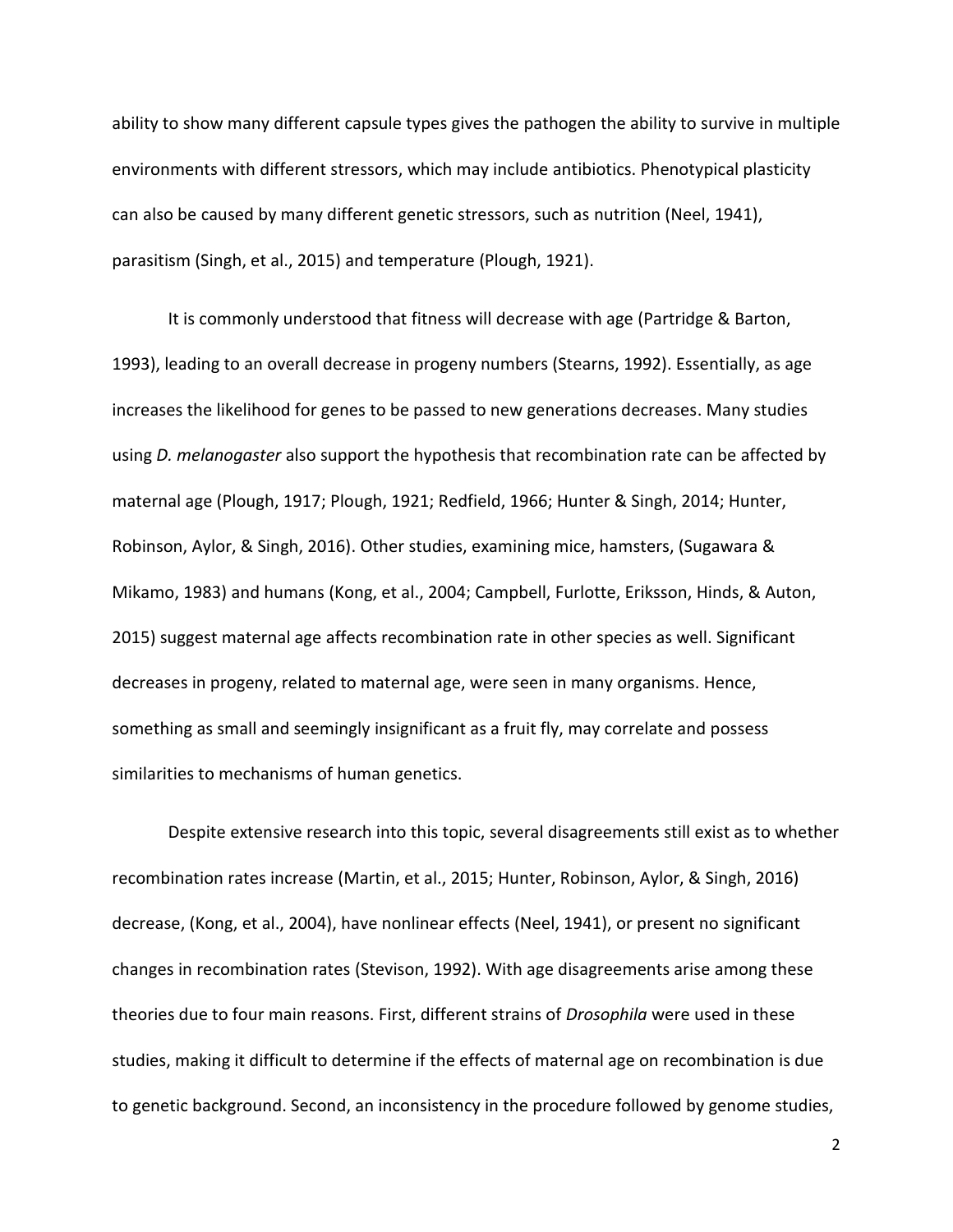ability to show many different capsule types gives the pathogen the ability to survive in multiple environments with different stressors, which may include antibiotics. Phenotypical plasticity can also be caused by many different genetic stressors, such as nutrition (Neel, 1941), parasitism (Singh, et al., 2015) and temperature (Plough, 1921).

It is commonly understood that fitness will decrease with age (Partridge & Barton, 1993), leading to an overall decrease in progeny numbers (Stearns, 1992). Essentially, as age increases the likelihood for genes to be passed to new generations decreases. Many studies using *D. melanogaster* also support the hypothesis that recombination rate can be affected by maternal age (Plough, 1917; Plough, 1921; Redfield, 1966; Hunter & Singh, 2014; Hunter, Robinson, Aylor, & Singh, 2016). Other studies, examining mice, hamsters, (Sugawara & Mikamo, 1983) and humans (Kong, et al., 2004; Campbell, Furlotte, Eriksson, Hinds, & Auton, 2015) suggest maternal age affects recombination rate in other species as well. Significant decreases in progeny, related to maternal age, were seen in many organisms. Hence, something as small and seemingly insignificant as a fruit fly, may correlate and possess similarities to mechanisms of human genetics.

Despite extensive research into this topic, several disagreements still exist as to whether recombination rates increase (Martin, et al., 2015; Hunter, Robinson, Aylor, & Singh, 2016) decrease, (Kong, et al., 2004), have nonlinear effects (Neel, 1941), or present no significant changes in recombination rates (Stevison, 1992). With age disagreements arise among these theories due to four main reasons. First, different strains of *Drosophila* were used in these studies, making it difficult to determine if the effects of maternal age on recombination is due to genetic background. Second, an inconsistency in the procedure followed by genome studies,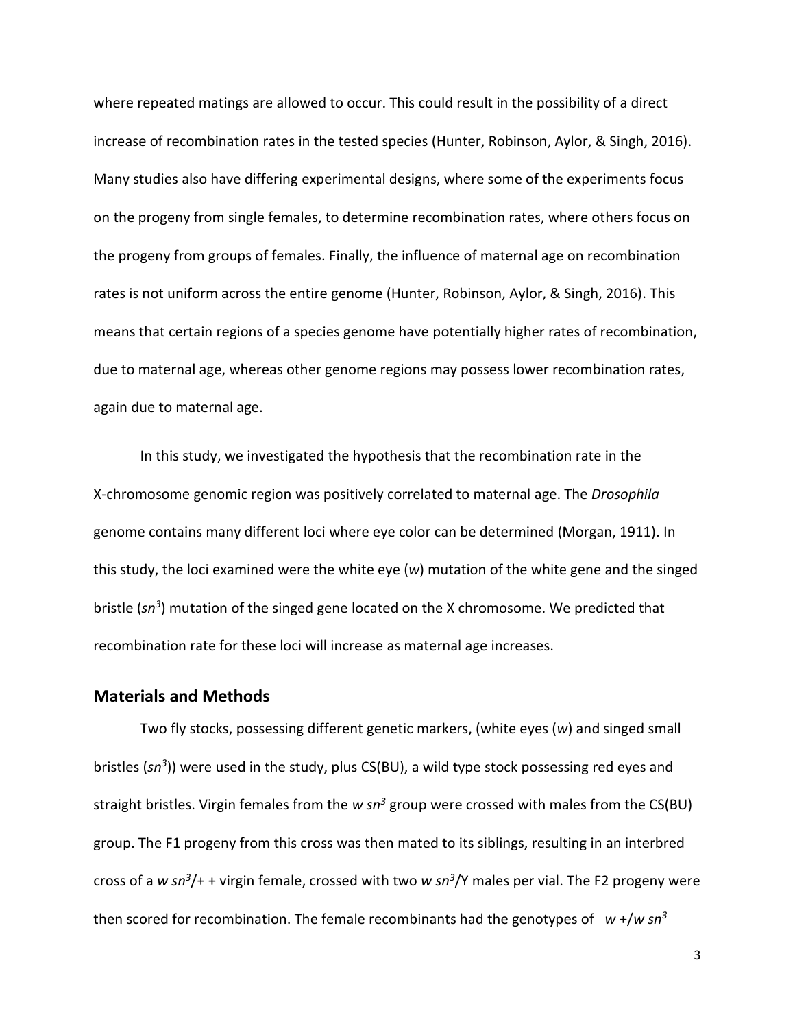where repeated matings are allowed to occur. This could result in the possibility of a direct increase of recombination rates in the tested species (Hunter, Robinson, Aylor, & Singh, 2016). Many studies also have differing experimental designs, where some of the experiments focus on the progeny from single females, to determine recombination rates, where others focus on the progeny from groups of females. Finally, the influence of maternal age on recombination rates is not uniform across the entire genome (Hunter, Robinson, Aylor, & Singh, 2016). This means that certain regions of a species genome have potentially higher rates of recombination, due to maternal age, whereas other genome regions may possess lower recombination rates, again due to maternal age.

In this study, we investigated the hypothesis that the recombination rate in the X-chromosome genomic region was positively correlated to maternal age. The *Drosophila* genome contains many different loci where eye color can be determined (Morgan, 1911). In this study, the loci examined were the white eye (*w*) mutation of the white gene and the singed bristle (*sn*$^3$) mutation of the singed gene located on the X chromosome. We predicted that recombination rate for these loci will increase as maternal age increases.

## Materials and Methods

Two fly stocks, possessing different genetic markers, (white eyes (*w*) and singed small bristles (*sn*$^3$)) were used in the study, plus CS(BU), a wild type stock possessing red eyes and straight bristles. Virgin females from the *w sn*$^3$ group were crossed with males from the CS(BU) group. The F1 progeny from this cross was then mated to its siblings, resulting in an interbred cross of a *w sn*$^3$/+ + virgin female, crossed with two *w sn*$^3$/Y males per vial. The F2 progeny were then scored for recombination. The female recombinants had the genotypes of *w* +/*w sn*$^3$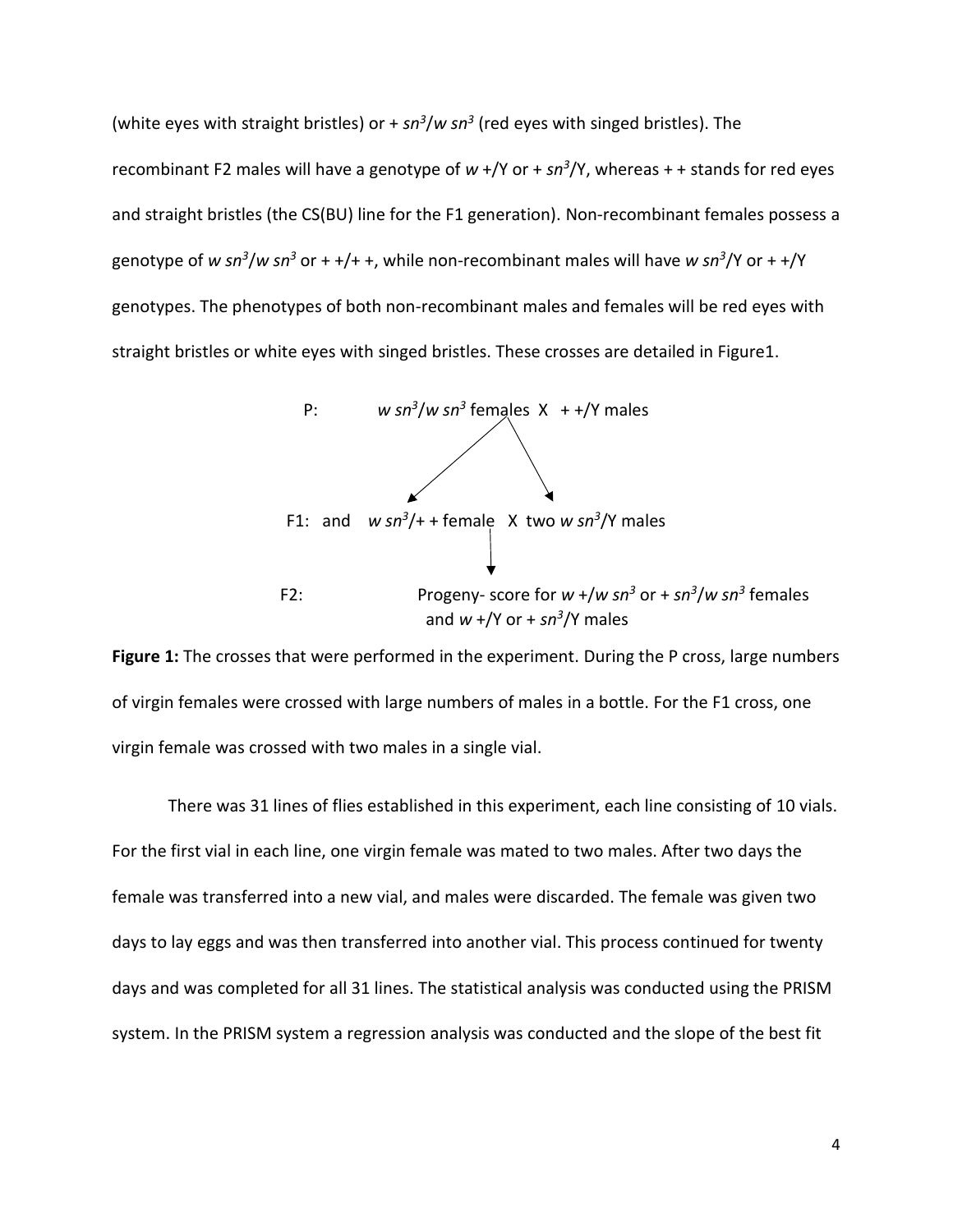(white eyes with straight bristles) or + *sn*$^3$/*w sn*$^3$ (red eyes with singed bristles). The recombinant F2 males will have a genotype of *w* +/Y or + *sn*$^3$/Y, whereas + + stands for red eyes and straight bristles (the CS(BU) line for the F1 generation). Non-recombinant females possess a genotype of *w sn*$^3$/*w sn*$^3$ or + +/+ +, while non-recombinant males will have *w sn*$^3$/Y or + +/Y genotypes. The phenotypes of both non-recombinant males and females will be red eyes with straight bristles or white eyes with singed bristles. These crosses are detailed in Figure1.

P: *w sn*$^3$/*w sn*$^3$ females X + +/Y males

F1: and *w sn*$^3$/+ + female X two *w sn*$^3$/Y males

F2: Progeny- score for *w* +/*w sn*$^3$ or + *sn*$^3$/*w sn*$^3$ females and *w* +/Y or + *sn*$^3$/Y males

**Figure 1:** The crosses that were performed in the experiment. During the P cross, large numbers of virgin females were crossed with large numbers of males in a bottle. For the F1 cross, one virgin female was crossed with two males in a single vial.

There was 31 lines of flies established in this experiment, each line consisting of 10 vials. For the first vial in each line, one virgin female was mated to two males. After two days the female was transferred into a new vial, and males were discarded. The female was given two days to lay eggs and was then transferred into another vial. This process continued for twenty days and was completed for all 31 lines. The statistical analysis was conducted using the PRISM system. In the PRISM system a regression analysis was conducted and the slope of the best fit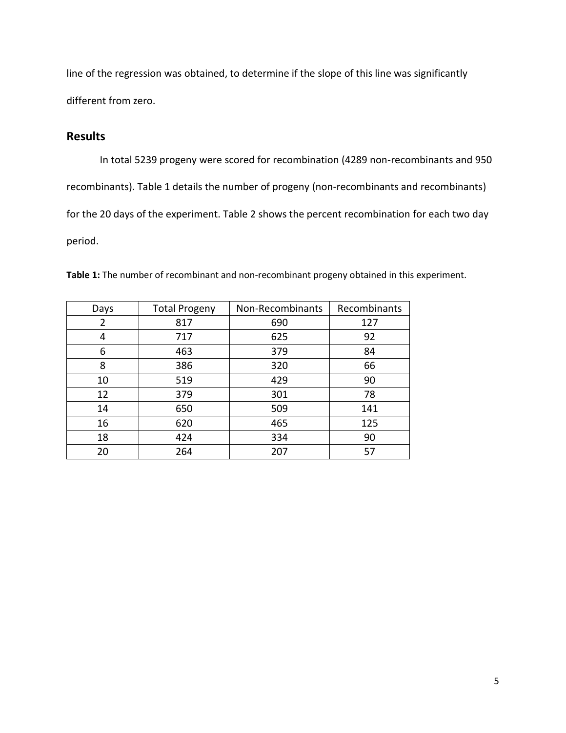line of the regression was obtained, to determine if the slope of this line was significantly different from zero.

## Results

In total 5239 progeny were scored for recombination (4289 non-recombinants and 950 recombinants). Table 1 details the number of progeny (non-recombinants and recombinants) for the 20 days of the experiment. Table 2 shows the percent recombination for each two day period.

**Table 1:** The number of recombinant and non-recombinant progeny obtained in this experiment.

| Days | Total Progeny | Non-Recombinants | Recombinants |
|---|---|---|---|
| 2 | 817 | 690 | 127 |
| 4 | 717 | 625 | 92 |
| 6 | 463 | 379 | 84 |
| 8 | 386 | 320 | 66 |
| 10 | 519 | 429 | 90 |
| 12 | 379 | 301 | 78 |
| 14 | 650 | 509 | 141 |
| 16 | 620 | 465 | 125 |
| 18 | 424 | 334 | 90 |
| 20 | 264 | 207 | 57 |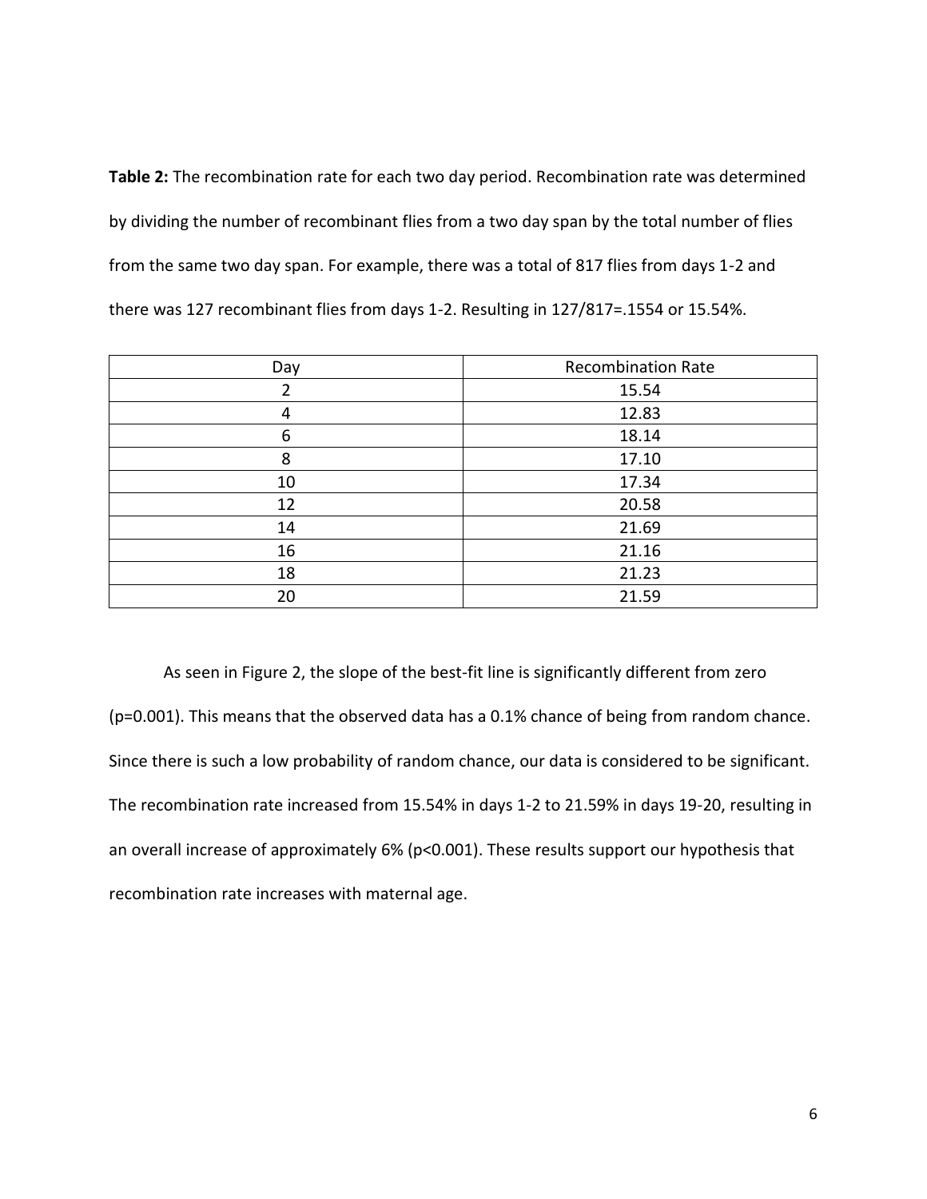**Table 2:** The recombination rate for each two day period. Recombination rate was determined by dividing the number of recombinant flies from a two day span by the total number of flies from the same two day span. For example, there was a total of 817 flies from days 1-2 and there was 127 recombinant flies from days 1-2. Resulting in 127/817=.1554 or 15.54%.

| Day | Recombination Rate |
| --- | --- |
| 2 | 15.54 |
| 4 | 12.83 |
| 6 | 18.14 |
| 8 | 17.10 |
| 10 | 17.34 |
| 12 | 20.58 |
| 14 | 21.69 |
| 16 | 21.16 |
| 18 | 21.23 |
| 20 | 21.59 |

As seen in Figure 2, the slope of the best-fit line is significantly different from zero ($p=0.001$). This means that the observed data has a 0.1% chance of being from random chance. Since there is such a low probability of random chance, our data is considered to be significant. The recombination rate increased from 15.54% in days 1-2 to 21.59% in days 19-20, resulting in an overall increase of approximately 6% ($p<0.001$). These results support our hypothesis that recombination rate increases with maternal age.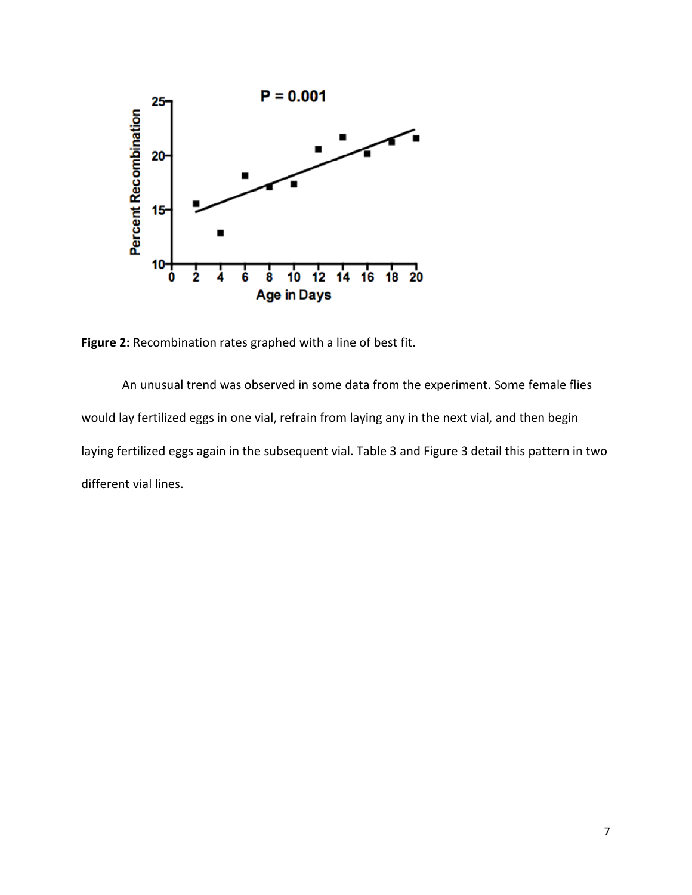**Figure 2:** Recombination rates graphed with a line of best fit.

An unusual trend was observed in some data from the experiment. Some female flies would lay fertilized eggs in one vial, refrain from laying any in the next vial, and then begin laying fertilized eggs again in the subsequent vial. Table 3 and Figure 3 detail this pattern in two different vial lines.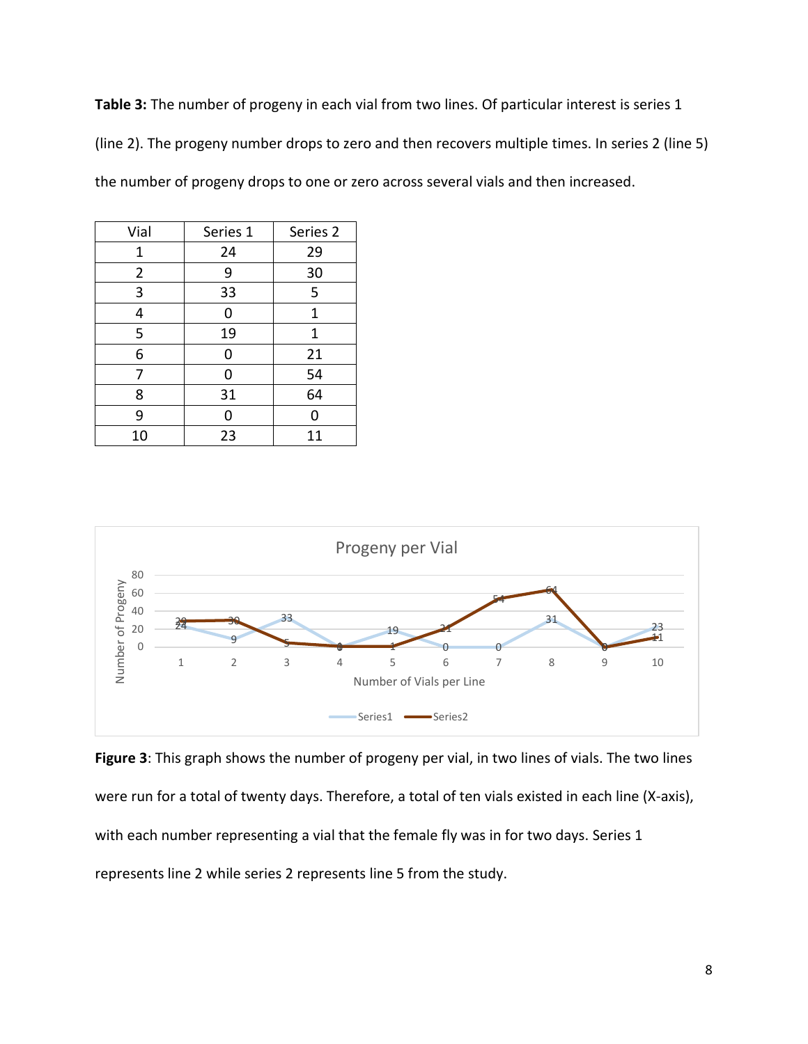**Table 3:** The number of progeny in each vial from two lines. Of particular interest is series 1 (line 2). The progeny number drops to zero and then recovers multiple times. In series 2 (line 5) the number of progeny drops to one or zero across several vials and then increased.

| Vial | Series 1 | Series 2 |
|---|---|---|
| 1 | 24 | 29 |
| 2 | 9 | 30 |
| 3 | 33 | 5 |
| 4 | 0 | 1 |
| 5 | 19 | 1 |
| 6 | 0 | 21 |
| 7 | 0 | 54 |
| 8 | 31 | 64 |
| 9 | 0 | 0 |
| 10 | 23 | 11 |

**Figure 3**: This graph shows the number of progeny per vial, in two lines of vials. The two lines were run for a total of twenty days. Therefore, a total of ten vials existed in each line (X-axis), with each number representing a vial that the female fly was in for two days. Series 1 represents line 2 while series 2 represents line 5 from the study.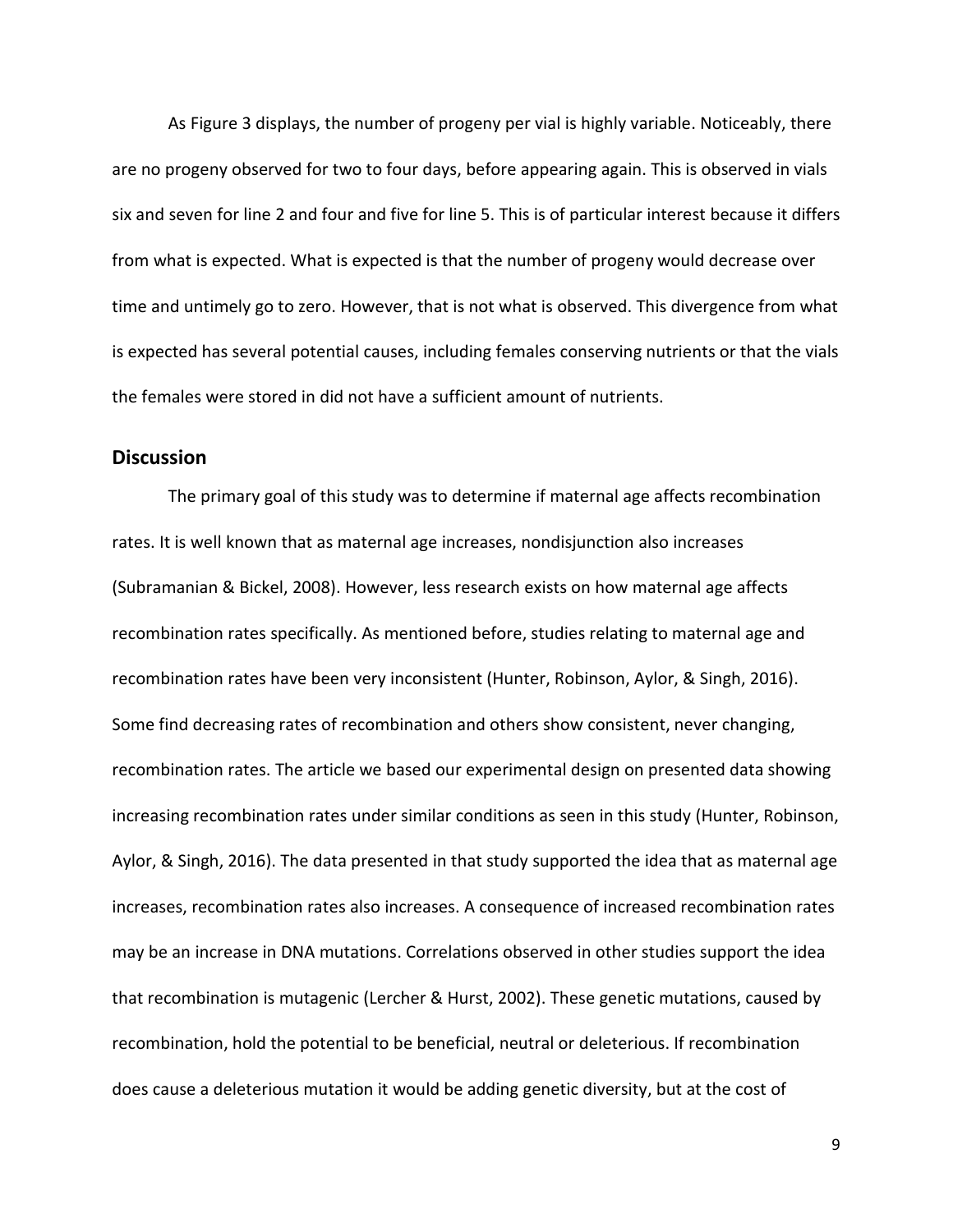As Figure 3 displays, the number of progeny per vial is highly variable. Noticeably, there are no progeny observed for two to four days, before appearing again. This is observed in vials six and seven for line 2 and four and five for line 5. This is of particular interest because it differs from what is expected. What is expected is that the number of progeny would decrease over time and untimely go to zero. However, that is not what is observed. This divergence from what is expected has several potential causes, including females conserving nutrients or that the vials the females were stored in did not have a sufficient amount of nutrients.

## Discussion

The primary goal of this study was to determine if maternal age affects recombination rates. It is well known that as maternal age increases, nondisjunction also increases (Subramanian & Bickel, 2008). However, less research exists on how maternal age affects recombination rates specifically. As mentioned before, studies relating to maternal age and recombination rates have been very inconsistent (Hunter, Robinson, Aylor, & Singh, 2016). Some find decreasing rates of recombination and others show consistent, never changing, recombination rates. The article we based our experimental design on presented data showing increasing recombination rates under similar conditions as seen in this study (Hunter, Robinson, Aylor, & Singh, 2016). The data presented in that study supported the idea that as maternal age increases, recombination rates also increases. A consequence of increased recombination rates may be an increase in DNA mutations. Correlations observed in other studies support the idea that recombination is mutagenic (Lercher & Hurst, 2002). These genetic mutations, caused by recombination, hold the potential to be beneficial, neutral or deleterious. If recombination does cause a deleterious mutation it would be adding genetic diversity, but at the cost of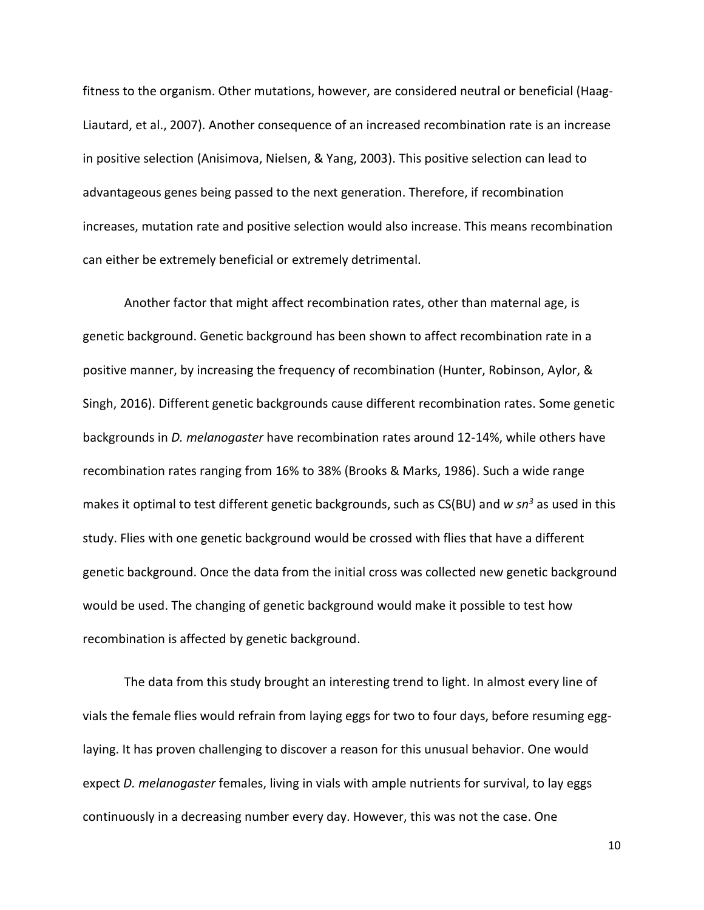fitness to the organism. Other mutations, however, are considered neutral or beneficial (Haag-Liautard, et al., 2007). Another consequence of an increased recombination rate is an increase in positive selection (Anisimova, Nielsen, & Yang, 2003). This positive selection can lead to advantageous genes being passed to the next generation. Therefore, if recombination increases, mutation rate and positive selection would also increase. This means recombination can either be extremely beneficial or extremely detrimental.

Another factor that might affect recombination rates, other than maternal age, is genetic background. Genetic background has been shown to affect recombination rate in a positive manner, by increasing the frequency of recombination (Hunter, Robinson, Aylor, & Singh, 2016). Different genetic backgrounds cause different recombination rates. Some genetic backgrounds in *D. melanogaster* have recombination rates around 12-14%, while others have recombination rates ranging from 16% to 38% (Brooks & Marks, 1986). Such a wide range makes it optimal to test different genetic backgrounds, such as CS(BU) and *w sn*$^{3}$ as used in this study. Flies with one genetic background would be crossed with flies that have a different genetic background. Once the data from the initial cross was collected new genetic background would be used. The changing of genetic background would make it possible to test how recombination is affected by genetic background.

The data from this study brought an interesting trend to light. In almost every line of vials the female flies would refrain from laying eggs for two to four days, before resuming egg-laying. It has proven challenging to discover a reason for this unusual behavior. One would expect *D. melanogaster* females, living in vials with ample nutrients for survival, to lay eggs continuously in a decreasing number every day. However, this was not the case. One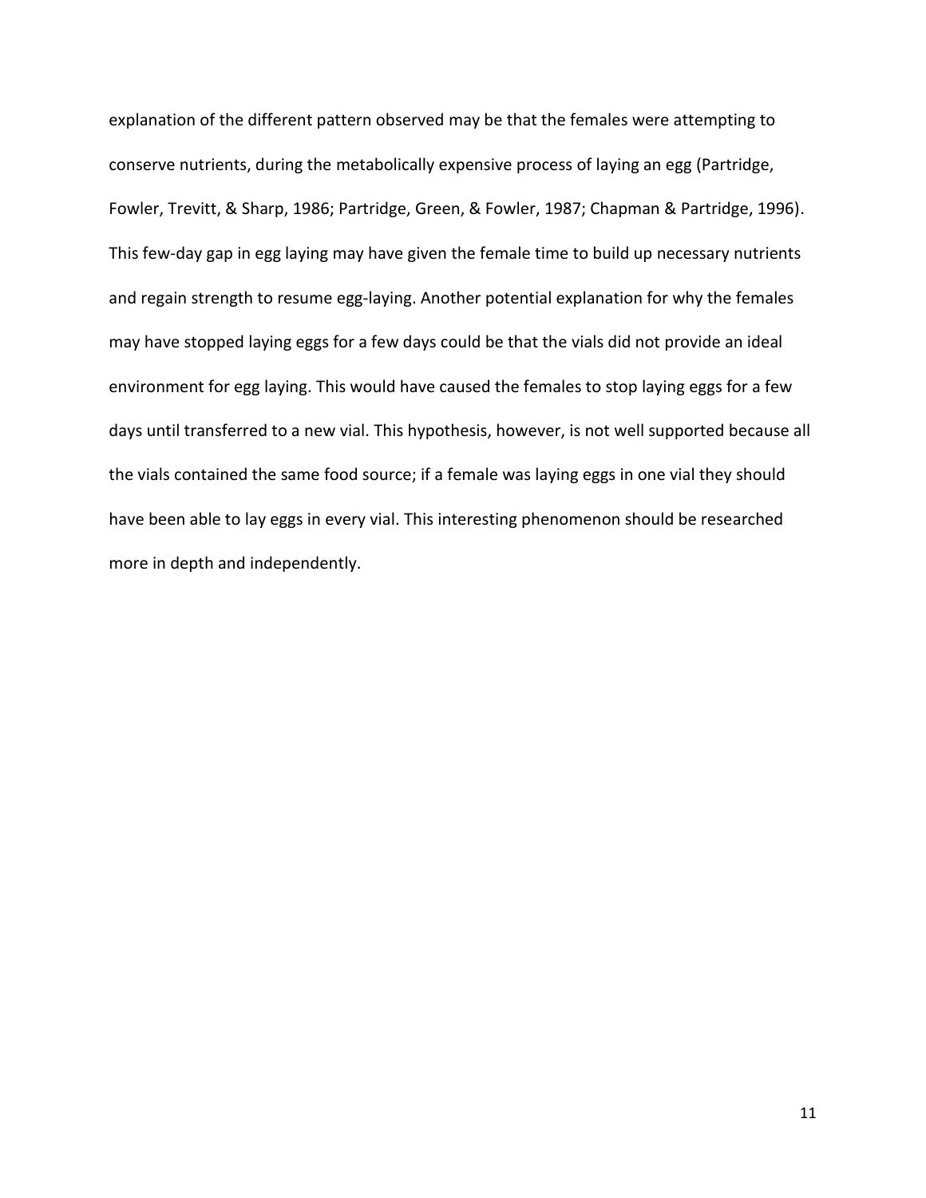explanation of the different pattern observed may be that the females were attempting to conserve nutrients, during the metabolically expensive process of laying an egg (Partridge, Fowler, Trevitt, & Sharp, 1986; Partridge, Green, & Fowler, 1987; Chapman & Partridge, 1996). This few-day gap in egg laying may have given the female time to build up necessary nutrients and regain strength to resume egg-laying. Another potential explanation for why the females may have stopped laying eggs for a few days could be that the vials did not provide an ideal environment for egg laying. This would have caused the females to stop laying eggs for a few days until transferred to a new vial. This hypothesis, however, is not well supported because all the vials contained the same food source; if a female was laying eggs in one vial they should have been able to lay eggs in every vial. This interesting phenomenon should be researched more in depth and independently.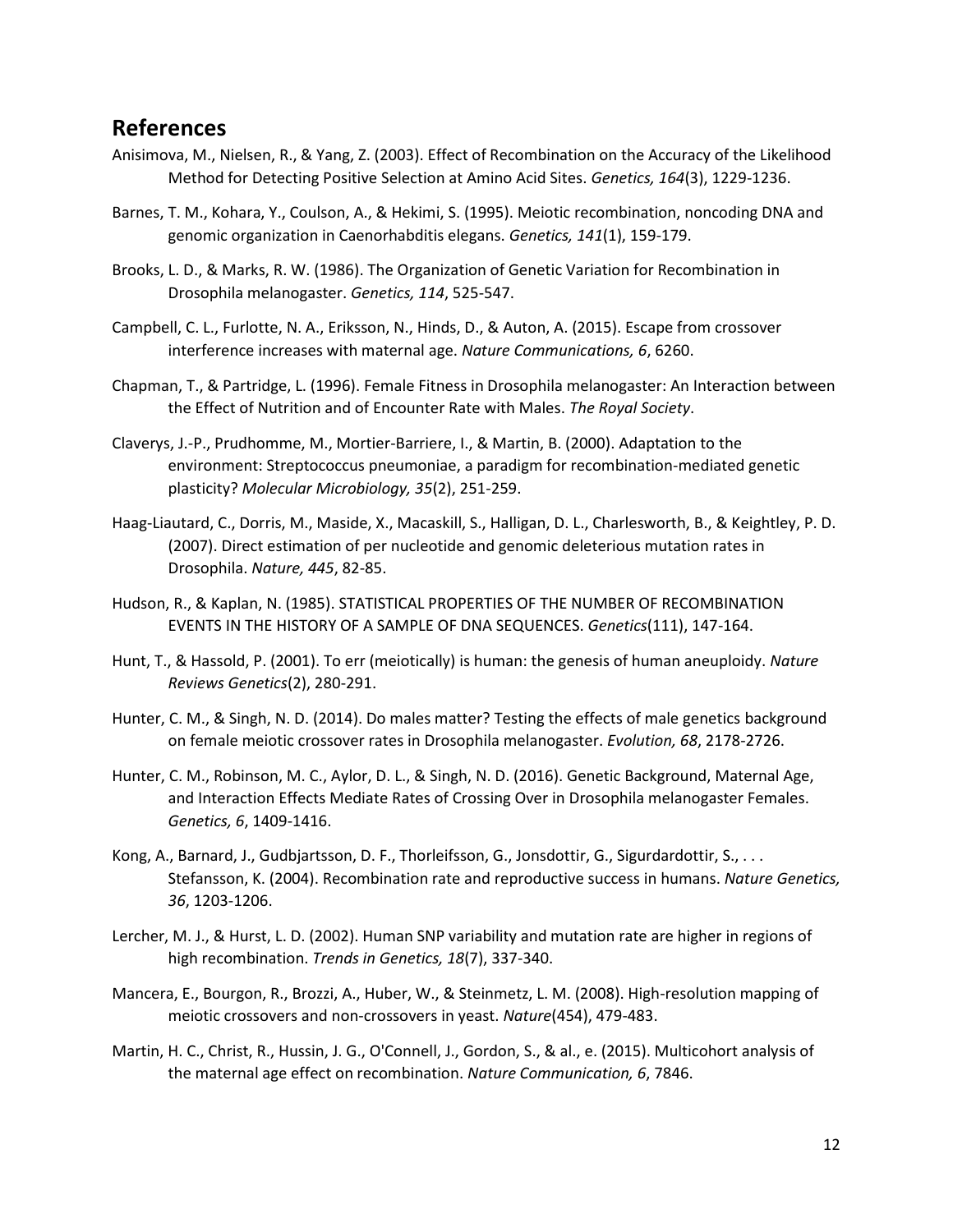## References

Anisimova, M., Nielsen, R., & Yang, Z. (2003). Effect of Recombination on the Accuracy of the Likelihood Method for Detecting Positive Selection at Amino Acid Sites. *Genetics, 164*(3), 1229-1236.

Barnes, T. M., Kohara, Y., Coulson, A., & Hekimi, S. (1995). Meiotic recombination, noncoding DNA and genomic organization in Caenorhabditis elegans. *Genetics, 141*(1), 159-179.

Brooks, L. D., & Marks, R. W. (1986). The Organization of Genetic Variation for Recombination in Drosophila melanogaster. *Genetics, 114*, 525-547.

Campbell, C. L., Furlotte, N. A., Eriksson, N., Hinds, D., & Auton, A. (2015). Escape from crossover interference increases with maternal age. *Nature Communications, 6*, 6260.

Chapman, T., & Partridge, L. (1996). Female Fitness in Drosophila melanogaster: An Interaction between the Effect of Nutrition and of Encounter Rate with Males. *The Royal Society*.

Claverys, J.-P., Prudhomme, M., Mortier-Barriere, I., & Martin, B. (2000). Adaptation to the environment: Streptococcus pneumoniae, a paradigm for recombination-mediated genetic plasticity? *Molecular Microbiology, 35*(2), 251-259.

Haag-Liautard, C., Dorris, M., Maside, X., Macaskill, S., Halligan, D. L., Charlesworth, B., & Keightley, P. D. (2007). Direct estimation of per nucleotide and genomic deleterious mutation rates in Drosophila. *Nature, 445*, 82-85.

Hudson, R., & Kaplan, N. (1985). STATISTICAL PROPERTIES OF THE NUMBER OF RECOMBINATION EVENTS IN THE HISTORY OF A SAMPLE OF DNA SEQUENCES. *Genetics*(111), 147-164.

Hunt, T., & Hassold, P. (2001). To err (meiotically) is human: the genesis of human aneuploidy. *Nature Reviews Genetics*(2), 280-291.

Hunter, C. M., & Singh, N. D. (2014). Do males matter? Testing the effects of male genetics background on female meiotic crossover rates in Drosophila melanogaster. *Evolution, 68*, 2178-2726.

Hunter, C. M., Robinson, M. C., Aylor, D. L., & Singh, N. D. (2016). Genetic Background, Maternal Age, and Interaction Effects Mediate Rates of Crossing Over in Drosophila melanogaster Females. *Genetics, 6*, 1409-1416.

Kong, A., Barnard, J., Gudbjartsson, D. F., Thorleifsson, G., Jonsdottir, G., Sigurdardottir, S., . . . Stefansson, K. (2004). Recombination rate and reproductive success in humans. *Nature Genetics, 36*, 1203-1206.

Lercher, M. J., & Hurst, L. D. (2002). Human SNP variability and mutation rate are higher in regions of high recombination. *Trends in Genetics, 18*(7), 337-340.

Mancera, E., Bourgon, R., Brozzi, A., Huber, W., & Steinmetz, L. M. (2008). High-resolution mapping of meiotic crossovers and non-crossovers in yeast. *Nature*(454), 479-483.

Martin, H. C., Christ, R., Hussin, J. G., O'Connell, J., Gordon, S., & al., e. (2015). Multicohort analysis of the maternal age effect on recombination. *Nature Communication, 6*, 7846.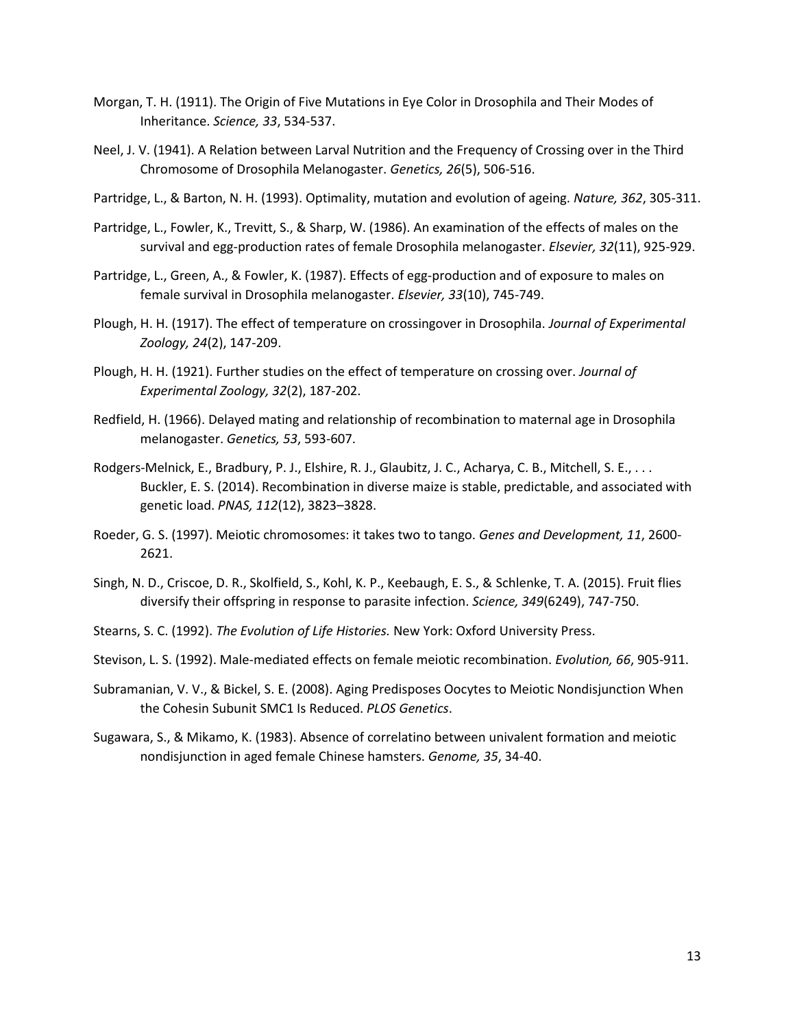Morgan, T. H. (1911). The Origin of Five Mutations in Eye Color in Drosophila and Their Modes of Inheritance. *Science, 33*, 534-537.

Neel, J. V. (1941). A Relation between Larval Nutrition and the Frequency of Crossing over in the Third Chromosome of Drosophila Melanogaster. *Genetics, 26*(5), 506-516.

Partridge, L., & Barton, N. H. (1993). Optimality, mutation and evolution of ageing. *Nature, 362*, 305-311.

Partridge, L., Fowler, K., Trevitt, S., & Sharp, W. (1986). An examination of the effects of males on the survival and egg-production rates of female Drosophila melanogaster. *Elsevier, 32*(11), 925-929.

Partridge, L., Green, A., & Fowler, K. (1987). Effects of egg-production and of exposure to males on female survival in Drosophila melanogaster. *Elsevier, 33*(10), 745-749.

Plough, H. H. (1917). The effect of temperature on crossingover in Drosophila. *Journal of Experimental Zoology, 24*(2), 147-209.

Plough, H. H. (1921). Further studies on the effect of temperature on crossing over. *Journal of Experimental Zoology, 32*(2), 187-202.

Redfield, H. (1966). Delayed mating and relationship of recombination to maternal age in Drosophila melanogaster. *Genetics, 53*, 593-607.

Rodgers-Melnick, E., Bradbury, P. J., Elshire, R. J., Glaubitz, J. C., Acharya, C. B., Mitchell, S. E., . . . Buckler, E. S. (2014). Recombination in diverse maize is stable, predictable, and associated with genetic load. *PNAS, 112*(12), 3823–3828.

Roeder, G. S. (1997). Meiotic chromosomes: it takes two to tango. *Genes and Development, 11*, 2600-2621.

Singh, N. D., Criscoe, D. R., Skolfield, S., Kohl, K. P., Keebaugh, E. S., & Schlenke, T. A. (2015). Fruit flies diversify their offspring in response to parasite infection. *Science, 349*(6249), 747-750.

Stearns, S. C. (1992). *The Evolution of Life Histories.* New York: Oxford University Press.

Stevison, L. S. (1992). Male-mediated effects on female meiotic recombination. *Evolution, 66*, 905-911.

Subramanian, V. V., & Bickel, S. E. (2008). Aging Predisposes Oocytes to Meiotic Nondisjunction When the Cohesin Subunit SMC1 Is Reduced. *PLOS Genetics*.

Sugawara, S., & Mikamo, K. (1983). Absence of correlatino between univalent formation and meiotic nondisjunction in aged female Chinese hamsters. *Genome, 35*, 34-40.